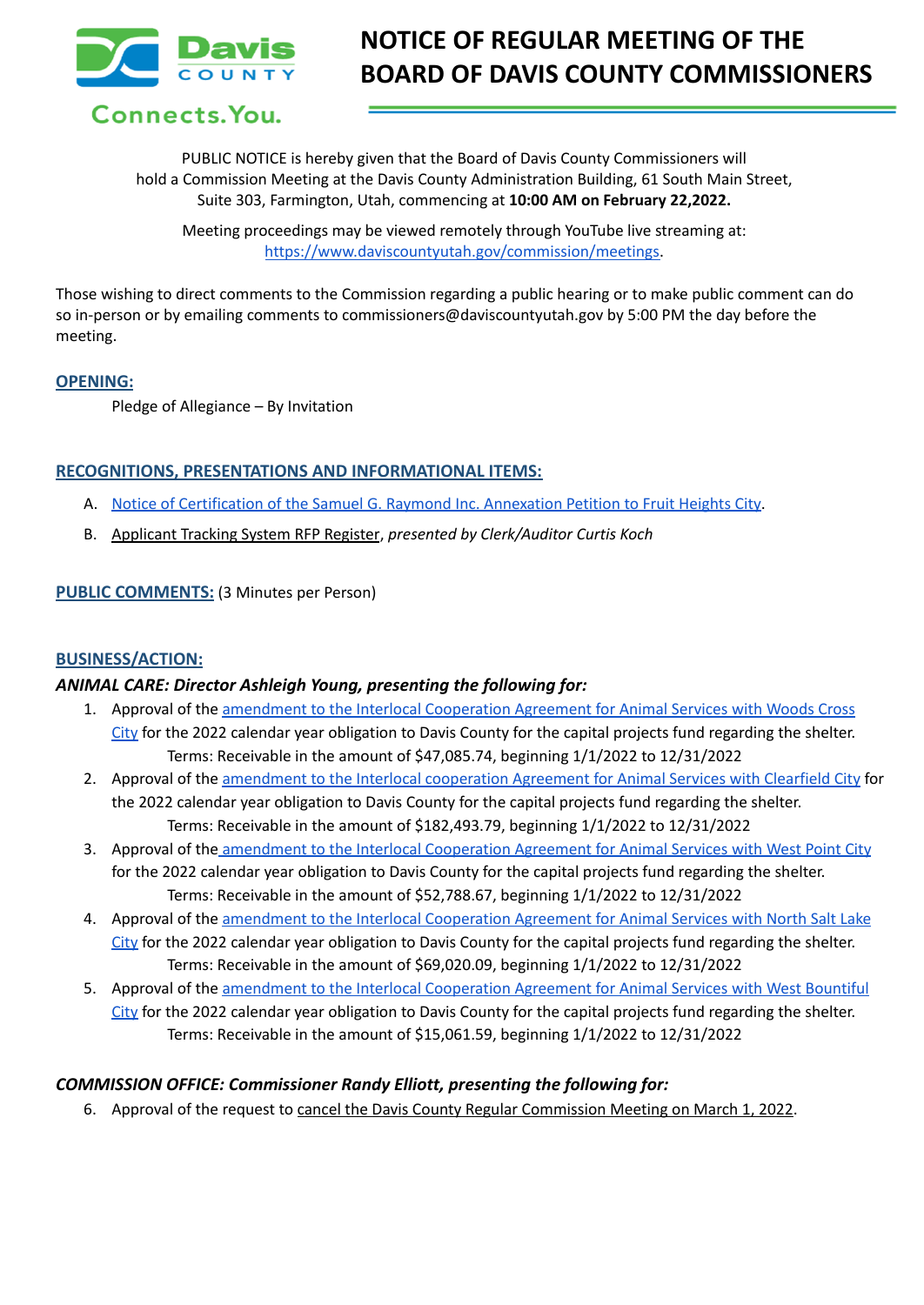# NOTICE OF REGULAR MEETING OF THE BOARD OF DAVIS COUNTY COMMISSIONERS

Davis County Connects. You.

PUBLIC NOTICE is hereby given that the Board of Davis County Commissioners will hold a Commission Meeting at the Davis County Administration Building, 61 South Main Street, Suite 303, Farmington, Utah, commencing at **10:00 AM on February 22,2022.**

Meeting proceedings may be viewed remotely through YouTube live streaming at: https://www.daviscountyutah.gov/commission/meetings.

Those wishing to direct comments to the Commission regarding a public hearing or to make public comment can do so in-person or by emailing comments to commissioners@daviscountyutah.gov by 5:00 PM the day before the meeting.

## OPENING:

Pledge of Allegiance – By Invitation

## RECOGNITIONS, PRESENTATIONS AND INFORMATIONAL ITEMS:

A. Notice of Certification of the Samuel G. Raymond Inc. Annexation Petition to Fruit Heights City.

B. Applicant Tracking System RFP Register, *presented by Clerk/Auditor Curtis Koch*

## PUBLIC COMMENTS: (3 Minutes per Person)

## BUSINESS/ACTION:

### *ANIMAL CARE: Director Ashleigh Young, presenting the following for:*

1. Approval of the amendment to the Interlocal Cooperation Agreement for Animal Services with Woods Cross City for the 2022 calendar year obligation to Davis County for the capital projects fund regarding the shelter.
   Terms: Receivable in the amount of $47,085.74, beginning 1/1/2022 to 12/31/2022
2. Approval of the amendment to the Interlocal cooperation Agreement for Animal Services with Clearfield City for the 2022 calendar year obligation to Davis County for the capital projects fund regarding the shelter.
   Terms: Receivable in the amount of $182,493.79, beginning 1/1/2022 to 12/31/2022
3. Approval of the amendment to the Interlocal Cooperation Agreement for Animal Services with West Point City for the 2022 calendar year obligation to Davis County for the capital projects fund regarding the shelter.
   Terms: Receivable in the amount of $52,788.67, beginning 1/1/2022 to 12/31/2022
4. Approval of the amendment to the Interlocal Cooperation Agreement for Animal Services with North Salt Lake City for the 2022 calendar year obligation to Davis County for the capital projects fund regarding the shelter.
   Terms: Receivable in the amount of $69,020.09, beginning 1/1/2022 to 12/31/2022
5. Approval of the amendment to the Interlocal Cooperation Agreement for Animal Services with West Bountiful City for the 2022 calendar year obligation to Davis County for the capital projects fund regarding the shelter.
   Terms: Receivable in the amount of $15,061.59, beginning 1/1/2022 to 12/31/2022

### *COMMISSION OFFICE: Commissioner Randy Elliott, presenting the following for:*

6. Approval of the request to cancel the Davis County Regular Commission Meeting on March 1, 2022.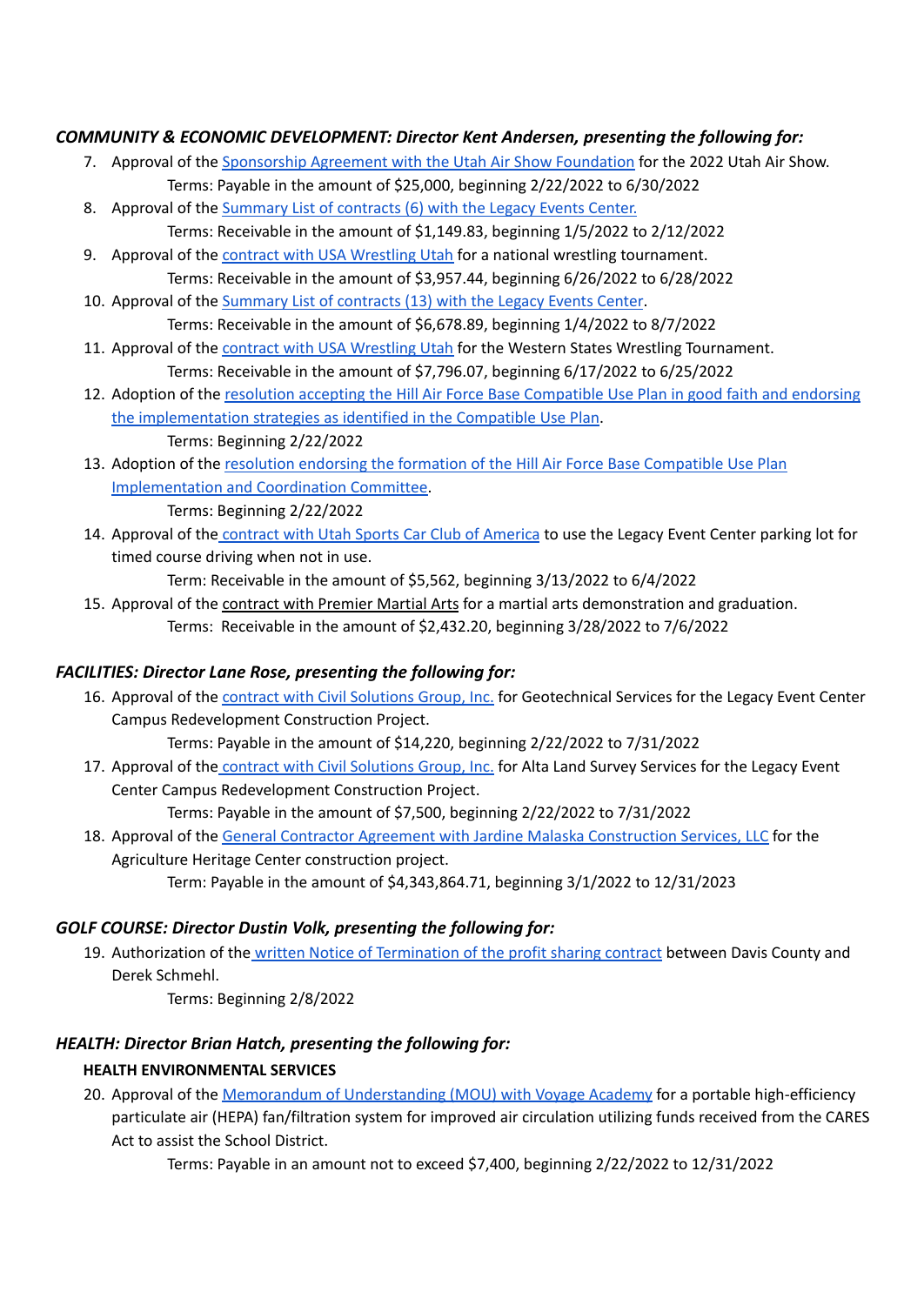***COMMUNITY & ECONOMIC DEVELOPMENT: Director Kent Andersen, presenting the following for:***

7. Approval of the Sponsorship Agreement with the Utah Air Show Foundation for the 2022 Utah Air Show.
   Terms: Payable in the amount of $25,000, beginning 2/22/2022 to 6/30/2022
8. Approval of the Summary List of contracts (6) with the Legacy Events Center.
   Terms: Receivable in the amount of $1,149.83, beginning 1/5/2022 to 2/12/2022
9. Approval of the contract with USA Wrestling Utah for a national wrestling tournament.
   Terms: Receivable in the amount of $3,957.44, beginning 6/26/2022 to 6/28/2022
10. Approval of the Summary List of contracts (13) with the Legacy Events Center.
    Terms: Receivable in the amount of $6,678.89, beginning 1/4/2022 to 8/7/2022
11. Approval of the contract with USA Wrestling Utah for the Western States Wrestling Tournament.
    Terms: Receivable in the amount of $7,796.07, beginning 6/17/2022 to 6/25/2022
12. Adoption of the resolution accepting the Hill Air Force Base Compatible Use Plan in good faith and endorsing the implementation strategies as identified in the Compatible Use Plan.
    Terms: Beginning 2/22/2022
13. Adoption of the resolution endorsing the formation of the Hill Air Force Base Compatible Use Plan Implementation and Coordination Committee.
    Terms: Beginning 2/22/2022
14. Approval of the contract with Utah Sports Car Club of America to use the Legacy Event Center parking lot for timed course driving when not in use.
    Term: Receivable in the amount of $5,562, beginning 3/13/2022 to 6/4/2022
15. Approval of the contract with Premier Martial Arts for a martial arts demonstration and graduation.
    Terms: Receivable in the amount of $2,432.20, beginning 3/28/2022 to 7/6/2022

***FACILITIES: Director Lane Rose, presenting the following for:***

16. Approval of the contract with Civil Solutions Group, Inc. for Geotechnical Services for the Legacy Event Center Campus Redevelopment Construction Project.
    Terms: Payable in the amount of $14,220, beginning 2/22/2022 to 7/31/2022
17. Approval of the contract with Civil Solutions Group, Inc. for Alta Land Survey Services for the Legacy Event Center Campus Redevelopment Construction Project.
    Terms: Payable in the amount of $7,500, beginning 2/22/2022 to 7/31/2022
18. Approval of the General Contractor Agreement with Jardine Malaska Construction Services, LLC for the Agriculture Heritage Center construction project.
    Term: Payable in the amount of $4,343,864.71, beginning 3/1/2022 to 12/31/2023

***GOLF COURSE: Director Dustin Volk, presenting the following for:***

19. Authorization of the written Notice of Termination of the profit sharing contract between Davis County and Derek Schmehl.
    Terms: Beginning 2/8/2022

***HEALTH: Director Brian Hatch, presenting the following for:***

**HEALTH ENVIRONMENTAL SERVICES**

20. Approval of the Memorandum of Understanding (MOU) with Voyage Academy for a portable high-efficiency particulate air (HEPA) fan/filtration system for improved air circulation utilizing funds received from the CARES Act to assist the School District.
    Terms: Payable in an amount not to exceed $7,400, beginning 2/22/2022 to 12/31/2022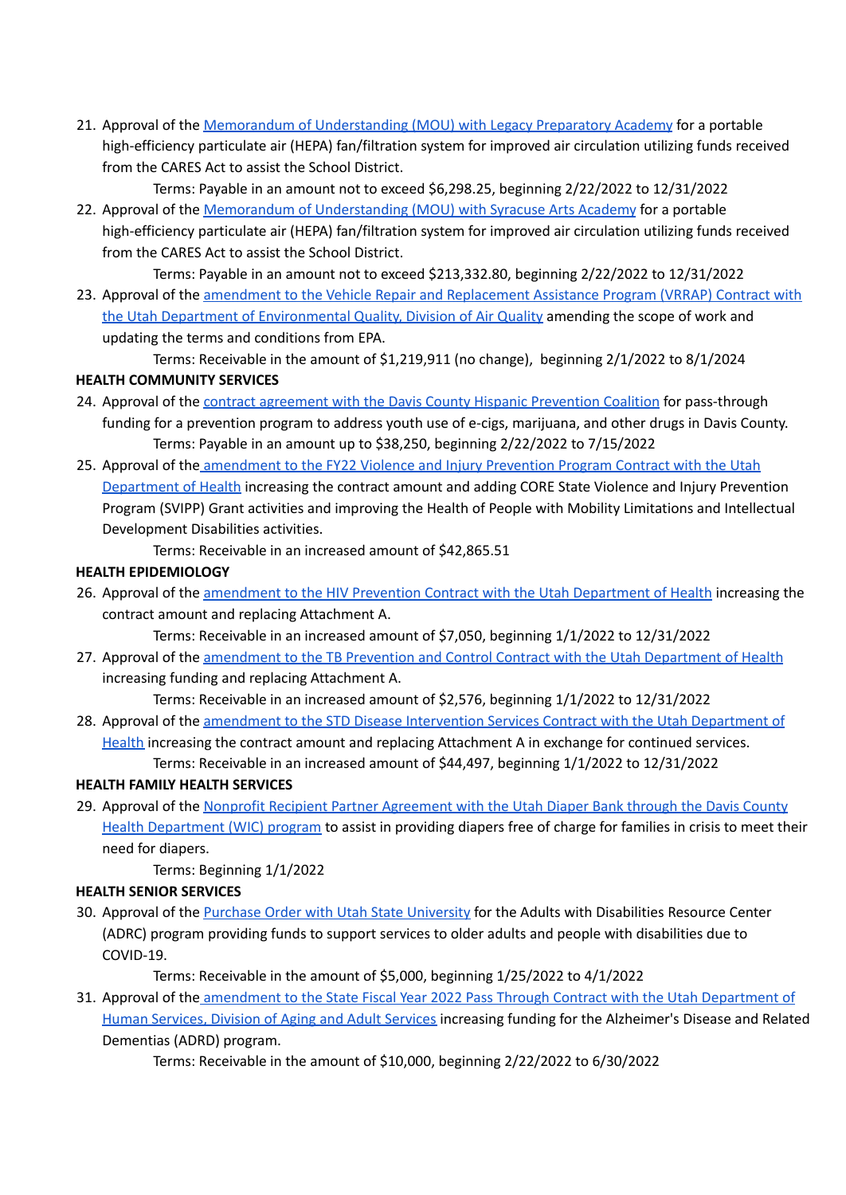21. Approval of the Memorandum of Understanding (MOU) with Legacy Preparatory Academy for a portable high-efficiency particulate air (HEPA) fan/filtration system for improved air circulation utilizing funds received from the CARES Act to assist the School District.

    Terms: Payable in an amount not to exceed $6,298.25, beginning 2/22/2022 to 12/31/2022

22. Approval of the Memorandum of Understanding (MOU) with Syracuse Arts Academy for a portable high-efficiency particulate air (HEPA) fan/filtration system for improved air circulation utilizing funds received from the CARES Act to assist the School District.

    Terms: Payable in an amount not to exceed $213,332.80, beginning 2/22/2022 to 12/31/2022

23. Approval of the amendment to the Vehicle Repair and Replacement Assistance Program (VRRAP) Contract with the Utah Department of Environmental Quality, Division of Air Quality amending the scope of work and updating the terms and conditions from EPA.

    Terms: Receivable in the amount of $1,219,911 (no change), beginning 2/1/2022 to 8/1/2024

**HEALTH COMMUNITY SERVICES**

24. Approval of the contract agreement with the Davis County Hispanic Prevention Coalition for pass-through funding for a prevention program to address youth use of e-cigs, marijuana, and other drugs in Davis County.

    Terms: Payable in an amount up to $38,250, beginning 2/22/2022 to 7/15/2022

25. Approval of the amendment to the FY22 Violence and Injury Prevention Program Contract with the Utah Department of Health increasing the contract amount and adding CORE State Violence and Injury Prevention Program (SVIPP) Grant activities and improving the Health of People with Mobility Limitations and Intellectual Development Disabilities activities.

    Terms: Receivable in an increased amount of $42,865.51

**HEALTH EPIDEMIOLOGY**

26. Approval of the amendment to the HIV Prevention Contract with the Utah Department of Health increasing the contract amount and replacing Attachment A.

    Terms: Receivable in an increased amount of $7,050, beginning 1/1/2022 to 12/31/2022

27. Approval of the amendment to the TB Prevention and Control Contract with the Utah Department of Health increasing funding and replacing Attachment A.

    Terms: Receivable in an increased amount of $2,576, beginning 1/1/2022 to 12/31/2022

28. Approval of the amendment to the STD Disease Intervention Services Contract with the Utah Department of Health increasing the contract amount and replacing Attachment A in exchange for continued services.

    Terms: Receivable in an increased amount of $44,497, beginning 1/1/2022 to 12/31/2022

**HEALTH FAMILY HEALTH SERVICES**

29. Approval of the Nonprofit Recipient Partner Agreement with the Utah Diaper Bank through the Davis County Health Department (WIC) program to assist in providing diapers free of charge for families in crisis to meet their need for diapers.

    Terms: Beginning 1/1/2022

**HEALTH SENIOR SERVICES**

30. Approval of the Purchase Order with Utah State University for the Adults with Disabilities Resource Center (ADRC) program providing funds to support services to older adults and people with disabilities due to COVID-19.

    Terms: Receivable in the amount of $5,000, beginning 1/25/2022 to 4/1/2022

31. Approval of the amendment to the State Fiscal Year 2022 Pass Through Contract with the Utah Department of Human Services, Division of Aging and Adult Services increasing funding for the Alzheimer's Disease and Related Dementias (ADRD) program.

    Terms: Receivable in the amount of $10,000, beginning 2/22/2022 to 6/30/2022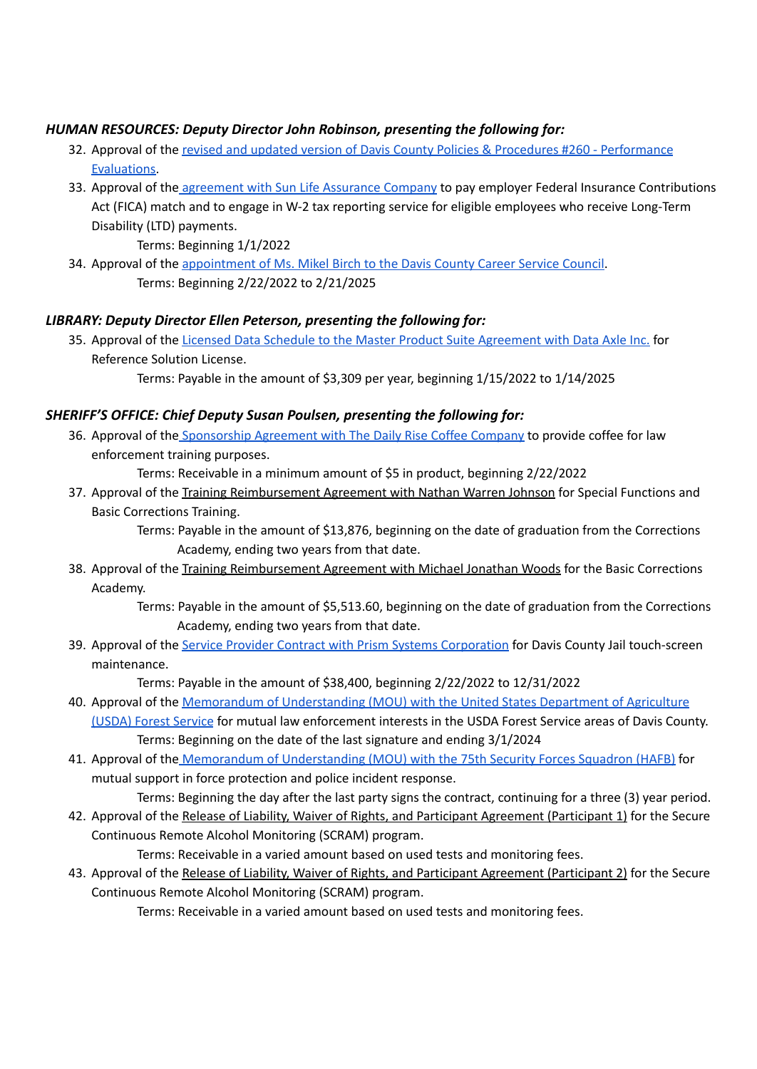***HUMAN RESOURCES: Deputy Director John Robinson, presenting the following for:***

32. Approval of the revised and updated version of Davis County Policies & Procedures #260 - Performance Evaluations.
33. Approval of the agreement with Sun Life Assurance Company to pay employer Federal Insurance Contributions Act (FICA) match and to engage in W-2 tax reporting service for eligible employees who receive Long-Term Disability (LTD) payments.
    Terms: Beginning 1/1/2022
34. Approval of the appointment of Ms. Mikel Birch to the Davis County Career Service Council.
    Terms: Beginning 2/22/2022 to 2/21/2025

***LIBRARY: Deputy Director Ellen Peterson, presenting the following for:***

35. Approval of the Licensed Data Schedule to the Master Product Suite Agreement with Data Axle Inc. for Reference Solution License.
    Terms: Payable in the amount of $3,309 per year, beginning 1/15/2022 to 1/14/2025

***SHERIFF'S OFFICE: Chief Deputy Susan Poulsen, presenting the following for:***

36. Approval of the Sponsorship Agreement with The Daily Rise Coffee Company to provide coffee for law enforcement training purposes.
    Terms: Receivable in a minimum amount of $5 in product, beginning 2/22/2022
37. Approval of the Training Reimbursement Agreement with Nathan Warren Johnson for Special Functions and Basic Corrections Training.
    Terms: Payable in the amount of $13,876, beginning on the date of graduation from the Corrections Academy, ending two years from that date.
38. Approval of the Training Reimbursement Agreement with Michael Jonathan Woods for the Basic Corrections Academy.
    Terms: Payable in the amount of $5,513.60, beginning on the date of graduation from the Corrections Academy, ending two years from that date.
39. Approval of the Service Provider Contract with Prism Systems Corporation for Davis County Jail touch-screen maintenance.
    Terms: Payable in the amount of $38,400, beginning 2/22/2022 to 12/31/2022
40. Approval of the Memorandum of Understanding (MOU) with the United States Department of Agriculture (USDA) Forest Service for mutual law enforcement interests in the USDA Forest Service areas of Davis County.
    Terms: Beginning on the date of the last signature and ending 3/1/2024
41. Approval of the Memorandum of Understanding (MOU) with the 75th Security Forces Squadron (HAFB) for mutual support in force protection and police incident response.
    Terms: Beginning the day after the last party signs the contract, continuing for a three (3) year period.
42. Approval of the Release of Liability, Waiver of Rights, and Participant Agreement (Participant 1) for the Secure Continuous Remote Alcohol Monitoring (SCRAM) program.
    Terms: Receivable in a varied amount based on used tests and monitoring fees.
43. Approval of the Release of Liability, Waiver of Rights, and Participant Agreement (Participant 2) for the Secure Continuous Remote Alcohol Monitoring (SCRAM) program.
    Terms: Receivable in a varied amount based on used tests and monitoring fees.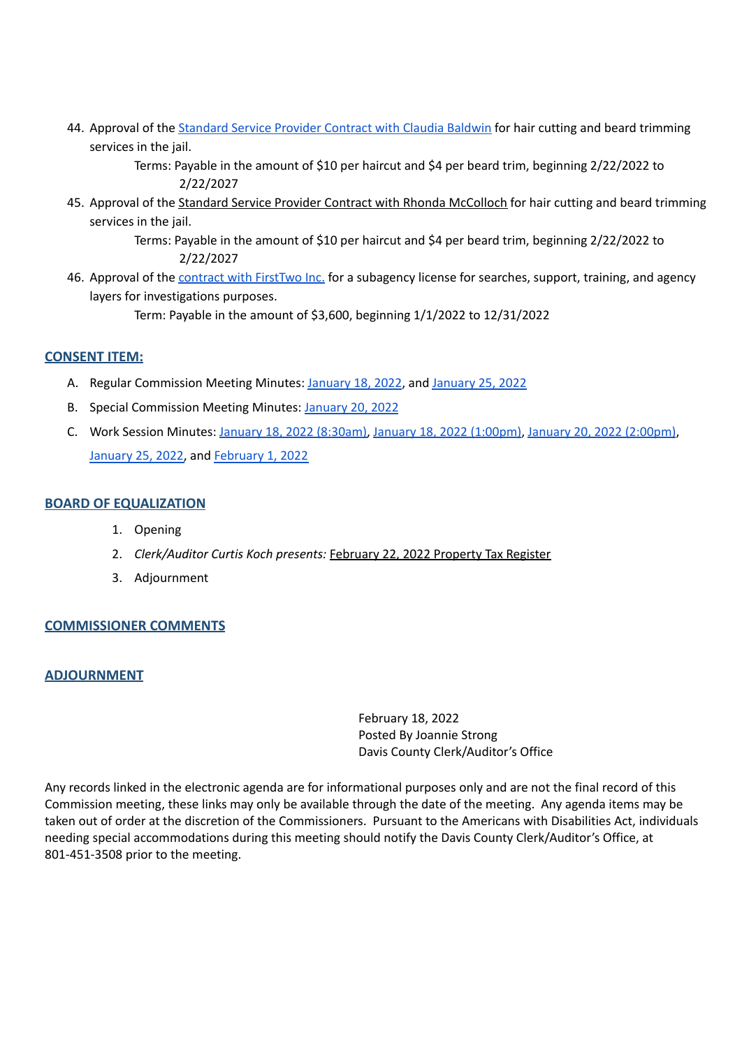44. Approval of the Standard Service Provider Contract with Claudia Baldwin for hair cutting and beard trimming services in the jail.

    Terms: Payable in the amount of $10 per haircut and $4 per beard trim, beginning 2/22/2022 to 2/22/2027

45. Approval of the Standard Service Provider Contract with Rhonda McColloch for hair cutting and beard trimming services in the jail.

    Terms: Payable in the amount of $10 per haircut and $4 per beard trim, beginning 2/22/2022 to 2/22/2027

46. Approval of the contract with FirstTwo Inc. for a subagency license for searches, support, training, and agency layers for investigations purposes.

    Term: Payable in the amount of $3,600, beginning 1/1/2022 to 12/31/2022

## CONSENT ITEM:

A. Regular Commission Meeting Minutes: January 18, 2022, and January 25, 2022

B. Special Commission Meeting Minutes: January 20, 2022

C. Work Session Minutes: January 18, 2022 (8:30am), January 18, 2022 (1:00pm), January 20, 2022 (2:00pm), January 25, 2022, and February 1, 2022

## BOARD OF EQUALIZATION

1. Opening
2. *Clerk/Auditor Curtis Koch presents:* February 22, 2022 Property Tax Register
3. Adjournment

## COMMISSIONER COMMENTS

## ADJOURNMENT

February 18, 2022
Posted By Joannie Strong
Davis County Clerk/Auditor's Office

Any records linked in the electronic agenda are for informational purposes only and are not the final record of this Commission meeting, these links may only be available through the date of the meeting. Any agenda items may be taken out of order at the discretion of the Commissioners. Pursuant to the Americans with Disabilities Act, individuals needing special accommodations during this meeting should notify the Davis County Clerk/Auditor's Office, at 801-451-3508 prior to the meeting.